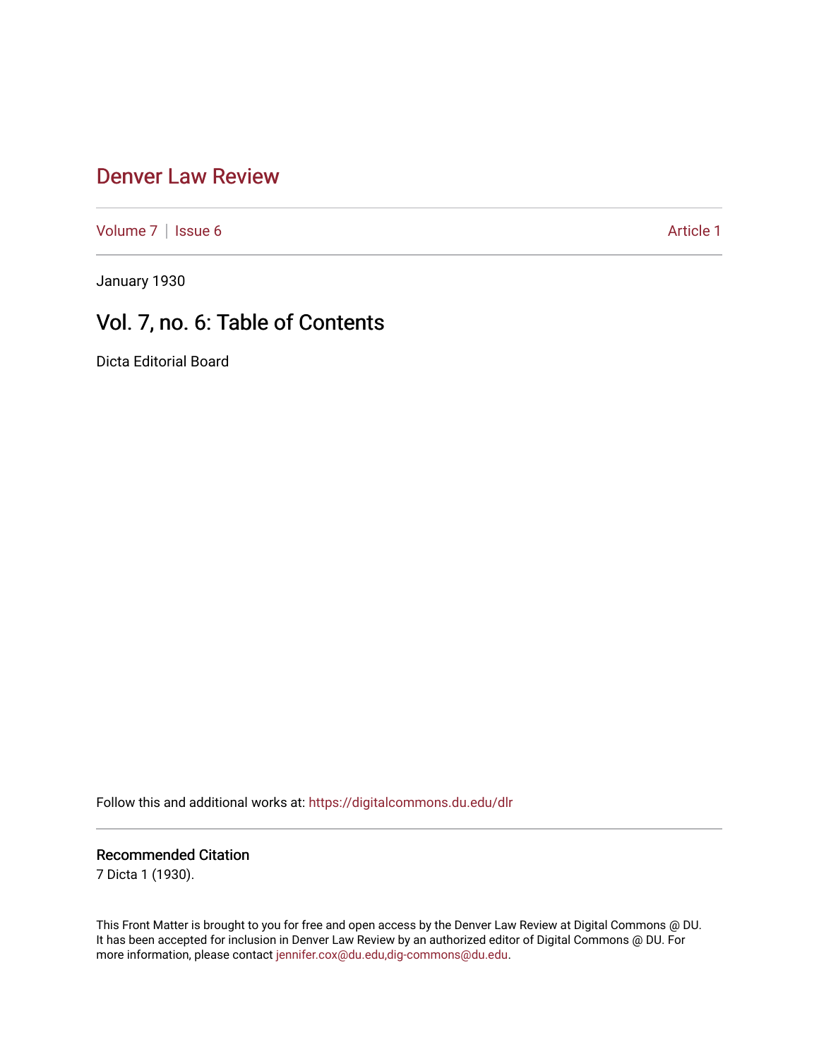# Denver Law Review

Volume 7 | Issue 6 Article 1

January 1930

## Vol. 7, no. 6: Table of Contents

Dicta Editorial Board

Follow this and additional works at: https://digitalcommons.du.edu/dlr

### Recommended Citation

7 Dicta 1 (1930).

This Front Matter is brought to you for free and open access by the Denver Law Review at Digital Commons @ DU. It has been accepted for inclusion in Denver Law Review by an authorized editor of Digital Commons @ DU. For more information, please contact jennifer.cox@du.edu,dig-commons@du.edu.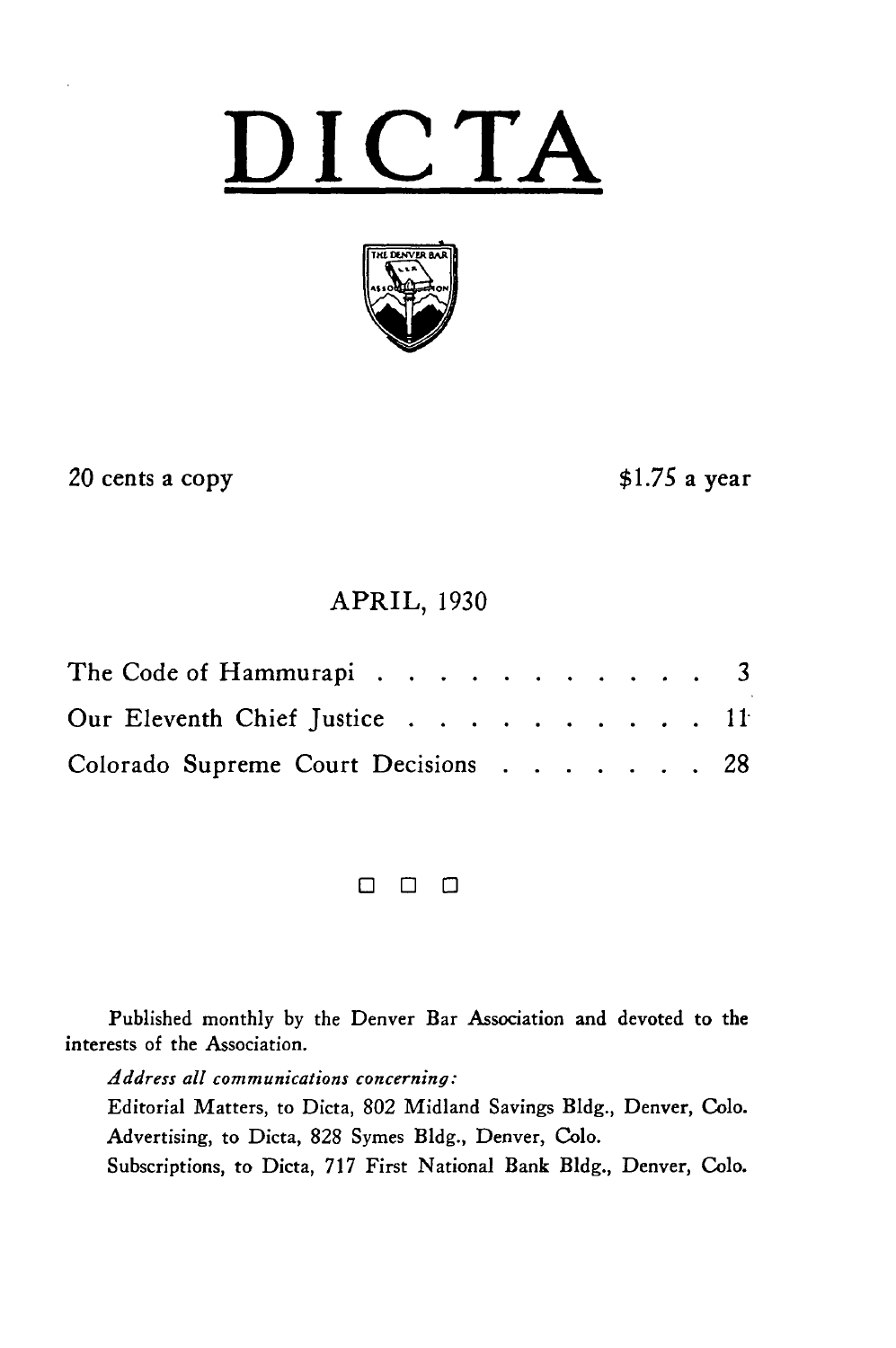# DICTA

20 cents a copy $1.75 a year

APRIL, 1930

| | |
|---|---|
| The Code of Hammurapi | 3 |
| Our Eleventh Chief Justice | 11 |
| Colorado Supreme Court Decisions | 28 |

□ □ □

Published monthly by the Denver Bar Association and devoted to the interests of the Association.

*Address all communications concerning:*

Editorial Matters, to Dicta, 802 Midland Savings Bldg., Denver, Colo.

Advertising, to Dicta, 828 Symes Bldg., Denver, Colo.

Subscriptions, to Dicta, 717 First National Bank Bldg., Denver, Colo.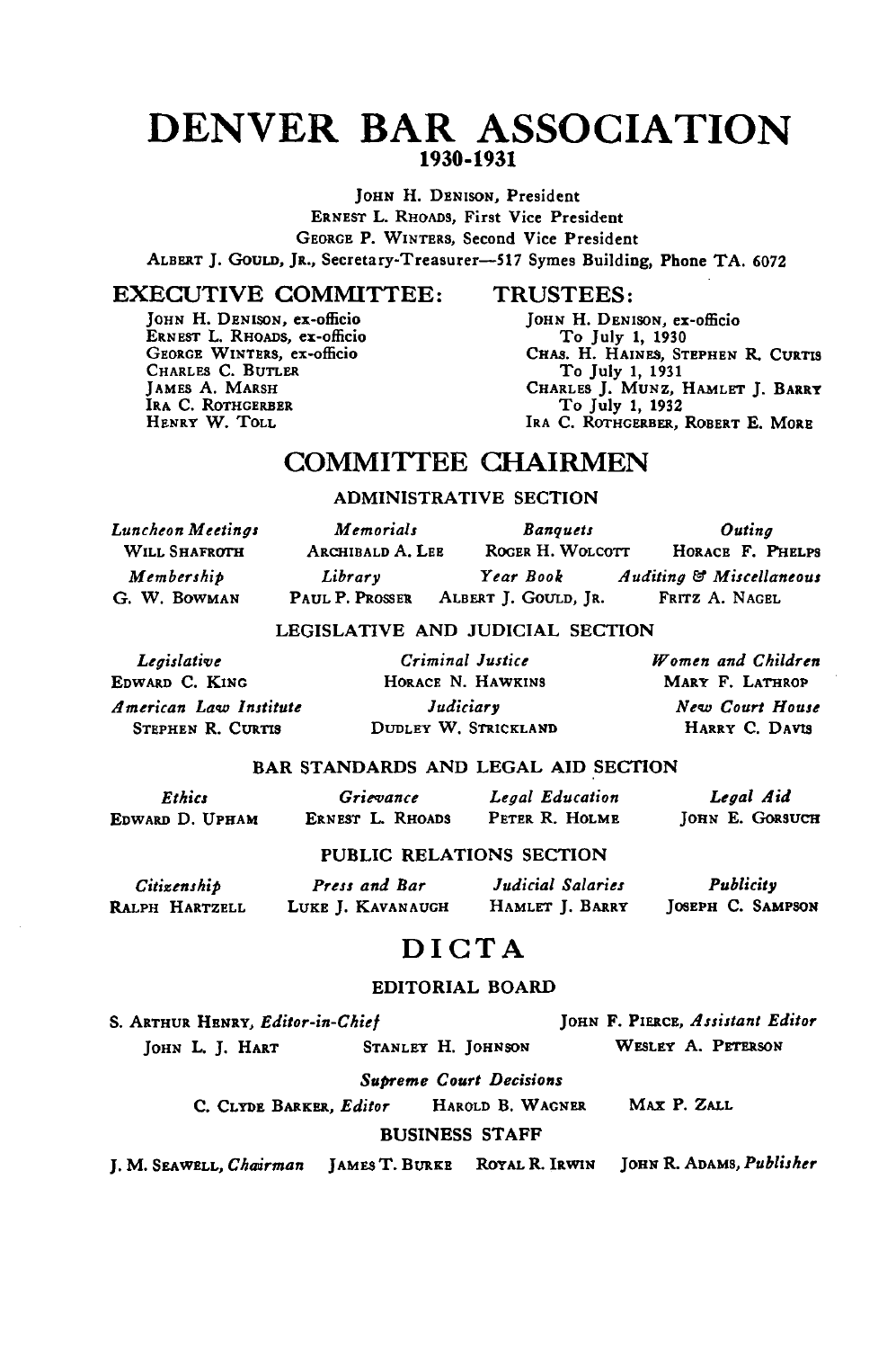# DENVER BAR ASSOCIATION

## 1930-1931

JOHN H. DENISON, President
ERNEST L. RHOADS, First Vice President
GEORGE P. WINTERS, Second Vice President
ALBERT J. GOULD, JR., Secretary-Treasurer—517 Symes Building, Phone TA. 6072

### EXECUTIVE COMMITTEE:

JOHN H. DENISON, ex-officio
ERNEST L. RHOADS, ex-officio
GEORGE WINTERS, ex-officio
CHARLES C. BUTLER
JAMES A. MARSH
IRA C. ROTHGERBER
HENRY W. TOLL

### TRUSTEES:

JOHN H. DENISON, ex-officio
To July 1, 1930
CHAS. H. HAINES, STEPHEN R. CURTIS
To July 1, 1931
CHARLES J. MUNZ, HAMLET J. BARRY
To July 1, 1932
IRA C. ROTHGERBER, ROBERT E. MORE

## COMMITTEE CHAIRMEN

### ADMINISTRATIVE SECTION

| | | | |
|---|---|---|---|
| *Luncheon Meetings* | *Memorials* | *Banquets* | *Outing* |
| WILL SHAFROTH | ARCHIBALD A. LEE | ROGER H. WOLCOTT | HORACE F. PHELPS |
| *Membership* | *Library* | *Year Book* | *Auditing & Miscellaneous* |
| G. W. BOWMAN | PAUL P. PROSSER | ALBERT J. GOULD, JR. | FRITZ A. NAGEL |

### LEGISLATIVE AND JUDICIAL SECTION

| | | |
|---|---|---|
| *Legislative* | *Criminal Justice* | *Women and Children* |
| EDWARD C. KING | HORACE N. HAWKINS | MARY F. LATHROP |
| *American Law Institute* | *Judiciary* | *New Court House* |
| STEPHEN R. CURTIS | DUDLEY W. STRICKLAND | HARRY C. DAVIS |

### BAR STANDARDS AND LEGAL AID SECTION

| | | | |
|---|---|---|---|
| *Ethics* | *Grievance* | *Legal Education* | *Legal Aid* |
| EDWARD D. UPHAM | ERNEST L. RHOADS | PETER R. HOLME | JOHN E. GORSUCH |

### PUBLIC RELATIONS SECTION

| | | | |
|---|---|---|---|
| *Citizenship* | *Press and Bar* | *Judicial Salaries* | *Publicity* |
| RALPH HARTZELL | LUKE J. KAVANAUGH | HAMLET J. BARRY | JOSEPH C. SAMPSON |

## DICTA

### EDITORIAL BOARD

S. ARTHUR HENRY, *Editor-in-Chief* — JOHN F. PIERCE, *Assistant Editor*
JOHN L. J. HART — STANLEY H. JOHNSON — WESLEY A. PETERSON

*Supreme Court Decisions*

C. CLYDE BARKER, *Editor* — HAROLD B. WAGNER — MAX P. ZALL

### BUSINESS STAFF

J. M. SEAWELL, *Chairman* — JAMES T. BURKE — ROYAL R. IRWIN — JOHN R. ADAMS, *Publisher*